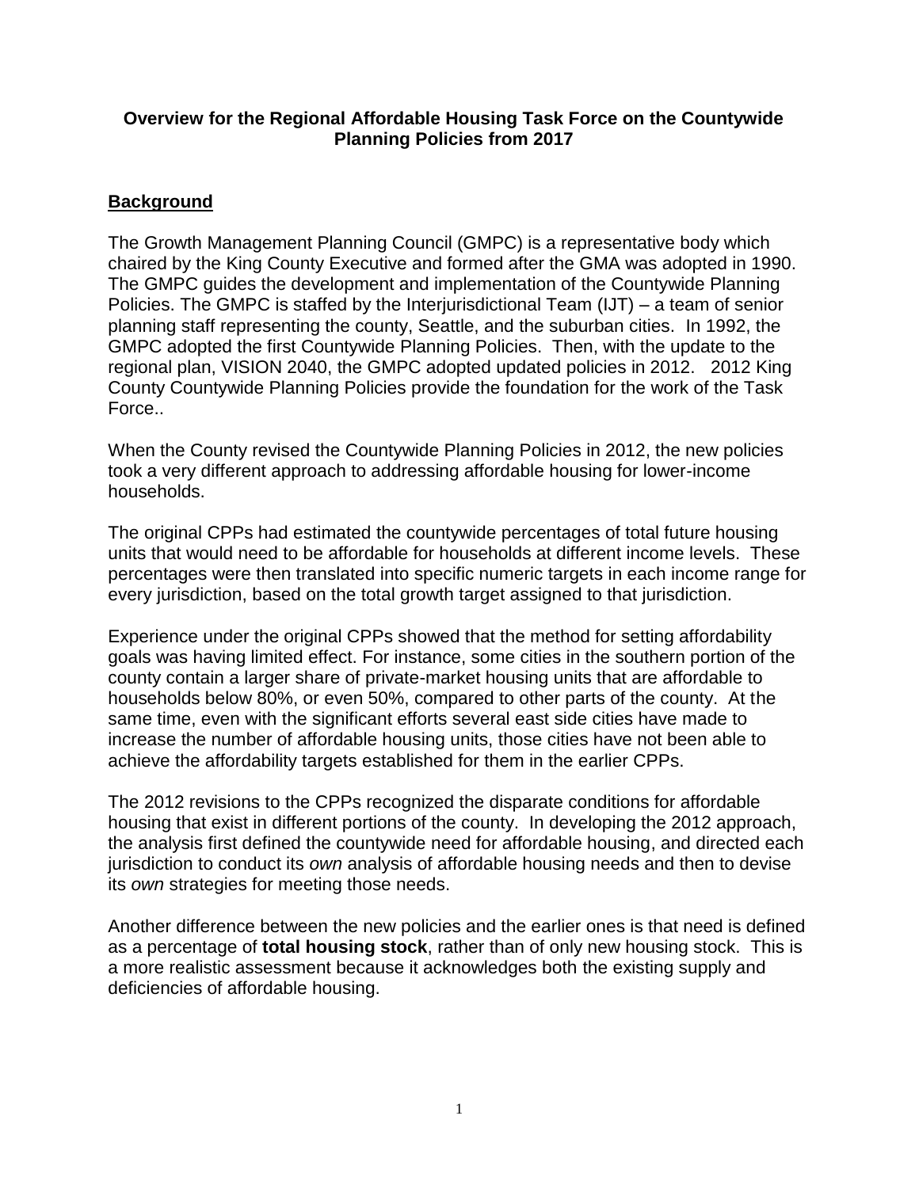**Overview for the Regional Affordable Housing Task Force on the Countywide Planning Policies from 2017**

## Background

The Growth Management Planning Council (GMPC) is a representative body which chaired by the King County Executive and formed after the GMA was adopted in 1990. The GMPC guides the development and implementation of the Countywide Planning Policies. The GMPC is staffed by the Interjurisdictional Team (IJT) – a team of senior planning staff representing the county, Seattle, and the suburban cities. In 1992, the GMPC adopted the first Countywide Planning Policies. Then, with the update to the regional plan, VISION 2040, the GMPC adopted updated policies in 2012. 2012 King County Countywide Planning Policies provide the foundation for the work of the Task Force..

When the County revised the Countywide Planning Policies in 2012, the new policies took a very different approach to addressing affordable housing for lower-income households.

The original CPPs had estimated the countywide percentages of total future housing units that would need to be affordable for households at different income levels. These percentages were then translated into specific numeric targets in each income range for every jurisdiction, based on the total growth target assigned to that jurisdiction.

Experience under the original CPPs showed that the method for setting affordability goals was having limited effect. For instance, some cities in the southern portion of the county contain a larger share of private-market housing units that are affordable to households below 80%, or even 50%, compared to other parts of the county. At the same time, even with the significant efforts several east side cities have made to increase the number of affordable housing units, those cities have not been able to achieve the affordability targets established for them in the earlier CPPs.

The 2012 revisions to the CPPs recognized the disparate conditions for affordable housing that exist in different portions of the county. In developing the 2012 approach, the analysis first defined the countywide need for affordable housing, and directed each jurisdiction to conduct its *own* analysis of affordable housing needs and then to devise its *own* strategies for meeting those needs.

Another difference between the new policies and the earlier ones is that need is defined as a percentage of **total housing stock**, rather than of only new housing stock. This is a more realistic assessment because it acknowledges both the existing supply and deficiencies of affordable housing.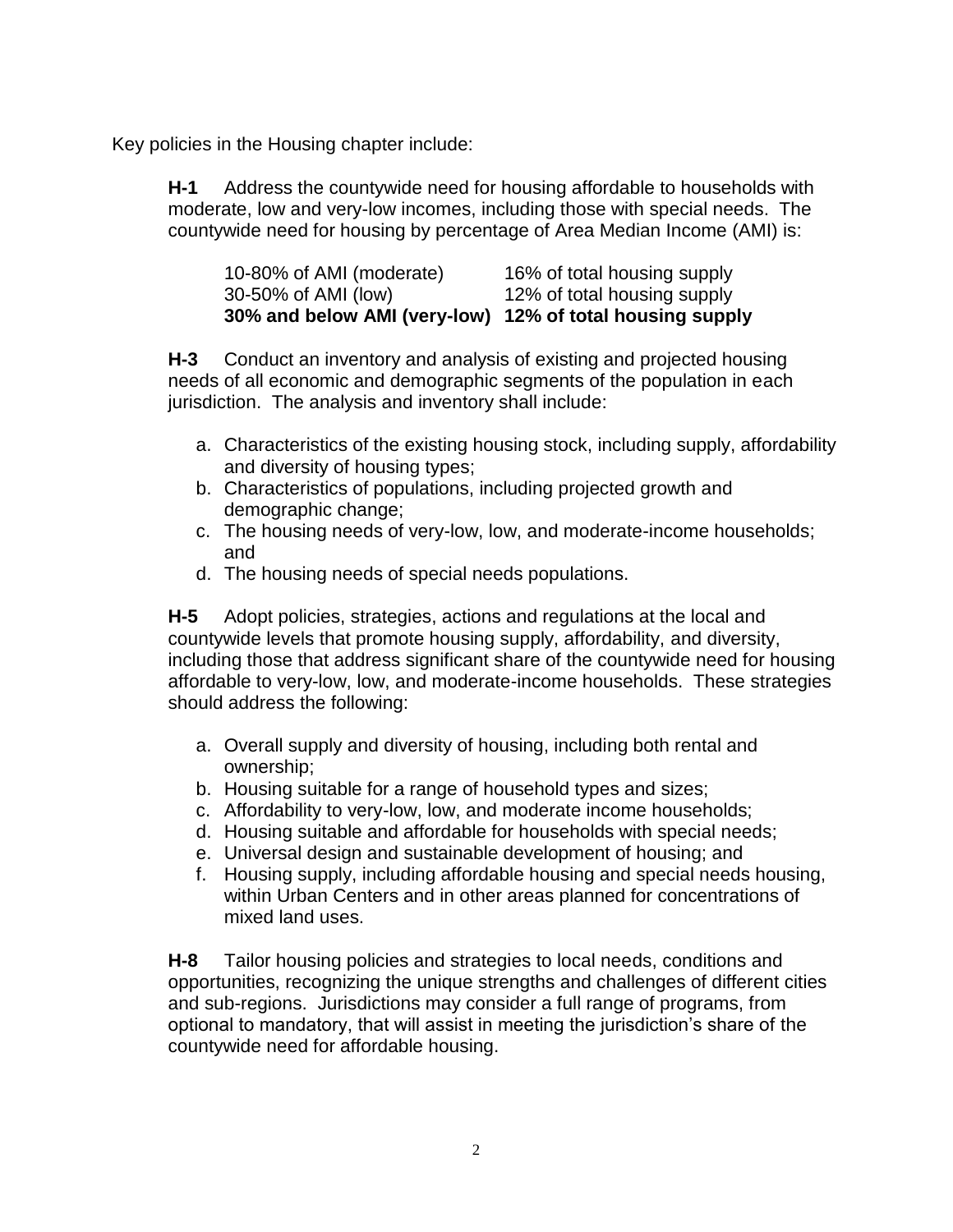Key policies in the Housing chapter include:

**H-1** Address the countywide need for housing affordable to households with moderate, low and very-low incomes, including those with special needs. The countywide need for housing by percentage of Area Median Income (AMI) is:

| | |
|---|---|
| 10-80% of AMI (moderate) | 16% of total housing supply |
| 30-50% of AMI (low) | 12% of total housing supply |
| **30% and below AMI (very-low)** | **12% of total housing supply** |

**H-3** Conduct an inventory and analysis of existing and projected housing needs of all economic and demographic segments of the population in each jurisdiction. The analysis and inventory shall include:

a. Characteristics of the existing housing stock, including supply, affordability and diversity of housing types;
b. Characteristics of populations, including projected growth and demographic change;
c. The housing needs of very-low, low, and moderate-income households; and
d. The housing needs of special needs populations.

**H-5** Adopt policies, strategies, actions and regulations at the local and countywide levels that promote housing supply, affordability, and diversity, including those that address significant share of the countywide need for housing affordable to very-low, low, and moderate-income households. These strategies should address the following:

a. Overall supply and diversity of housing, including both rental and ownership;
b. Housing suitable for a range of household types and sizes;
c. Affordability to very-low, low, and moderate income households;
d. Housing suitable and affordable for households with special needs;
e. Universal design and sustainable development of housing; and
f. Housing supply, including affordable housing and special needs housing, within Urban Centers and in other areas planned for concentrations of mixed land uses.

**H-8** Tailor housing policies and strategies to local needs, conditions and opportunities, recognizing the unique strengths and challenges of different cities and sub-regions. Jurisdictions may consider a full range of programs, from optional to mandatory, that will assist in meeting the jurisdiction's share of the countywide need for affordable housing.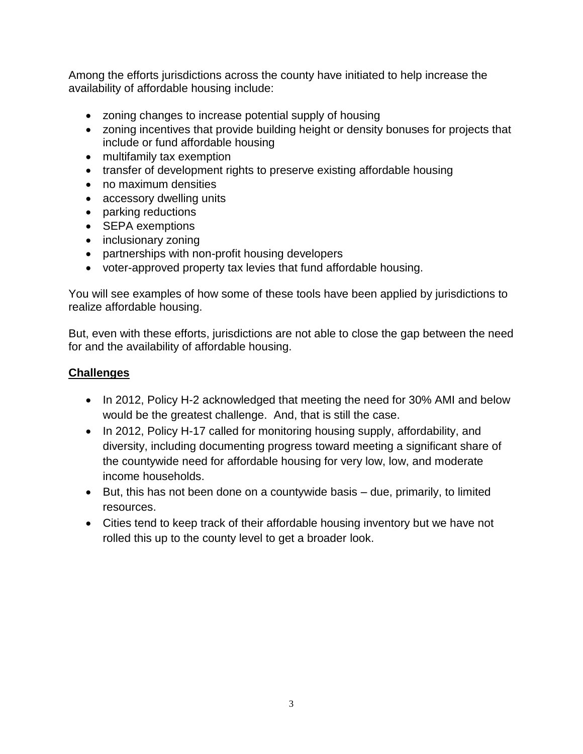Among the efforts jurisdictions across the county have initiated to help increase the availability of affordable housing include:

- zoning changes to increase potential supply of housing
- zoning incentives that provide building height or density bonuses for projects that include or fund affordable housing
- multifamily tax exemption
- transfer of development rights to preserve existing affordable housing
- no maximum densities
- accessory dwelling units
- parking reductions
- SEPA exemptions
- inclusionary zoning
- partnerships with non-profit housing developers
- voter-approved property tax levies that fund affordable housing.

You will see examples of how some of these tools have been applied by jurisdictions to realize affordable housing.

But, even with these efforts, jurisdictions are not able to close the gap between the need for and the availability of affordable housing.

## Challenges

- In 2012, Policy H-2 acknowledged that meeting the need for 30% AMI and below would be the greatest challenge.  And, that is still the case.
- In 2012, Policy H-17 called for monitoring housing supply, affordability, and diversity, including documenting progress toward meeting a significant share of the countywide need for affordable housing for very low, low, and moderate income households.
- But, this has not been done on a countywide basis – due, primarily, to limited resources.
- Cities tend to keep track of their affordable housing inventory but we have not rolled this up to the county level to get a broader look.